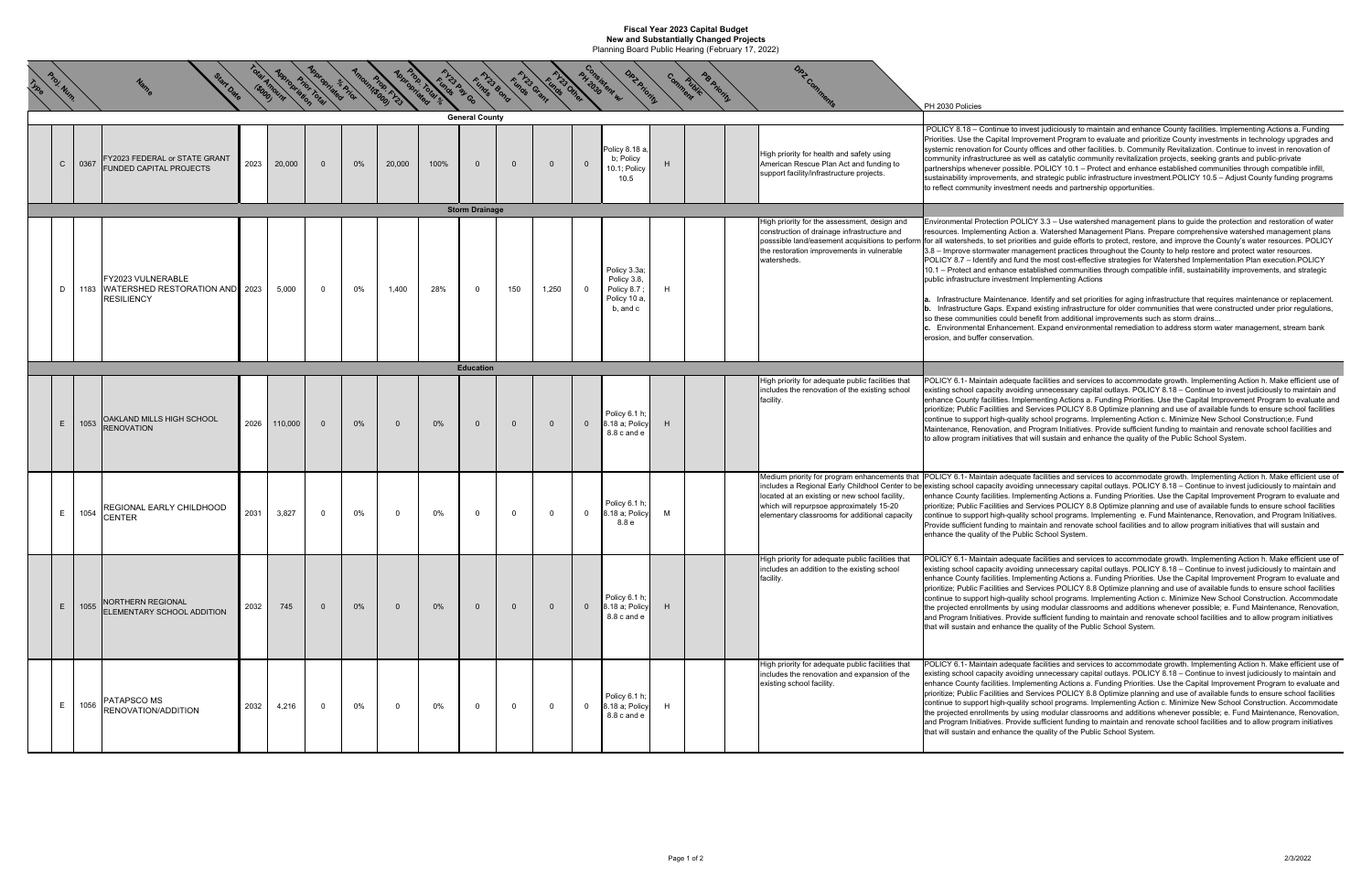# Fiscal Year 2023 Capital Budget

## New and Substantially Changed Projects

Planning Board Public Hearing (February 17, 2022)

| Type | Proj. Num. | Name | Start Date | Total Amount ($000) | Appropriation Prior Total | Appropriated % Prior | Amount($000) Prop. FY23 | Appropriated Prop. Total % | FY23 Pay Go Funds | FY23 Bond Funds | FY23 Grant Funds | FY23 Other | Consistent w/ PH 2030 | DPZ Priority | Comment | Public | PB Priority | DPZ Comments | PH 2030 Policies |
|---|---|---|---|---|---|---|---|---|---|---|---|---|---|---|---|---|---|---|---|
| **General County** | | | | | | | | | | | | | | | | | | | |
| C | 0367 | FY2023 FEDERAL or STATE GRANT FUNDED CAPITAL PROJECTS | 2023 | 20,000 | 0 | 0% | 20,000 | 100% | 0 | 0 | 0 | 0 | Policy 8.18 a, b; Policy 10.1; Policy 10.5 | H | | | | High priority for health and safety using American Rescue Plan Act and funding to support facility/infrastructure projects. | POLICY 8.18 – Continue to invest judiciously to maintain and enhance County facilities. Implementing Actions a. Funding Priorities. Use the Capital Improvement Program to evaluate and prioritize County investments in technology upgrades and systemic renovation for County offices and other facilities. b. Community Revitalization. Continue to invest in renovation of community infrastructuree as well as catalytic community revitalization projects, seeking grants and public-private partnerships whenever possible. POLICY 10.1 – Protect and enhance established communities through compatible infill, sustainability improvements, and strategic public infrastructure investment.POLICY 10.5 – Adjust County funding programs to reflect community investment needs and partnership opportunities. |
| **Storm Drainage** | | | | | | | | | | | | | | | | | | | |
| D | 1183 | FY2023 VULNERABLE WATERSHED RESTORATION AND RESILIENCY | 2023 | 5,000 | 0 | 0% | 1,400 | 28% | 0 | 150 | 1,250 | 0 | Policy 3.3a; Policy 3.8, Policy 8.7 ; Policy 10 a, b, and c | H | | | | High priority for the assessment, design and construction of drainage infrastructure and posssible land/easement acquisitions to perform the restoration improvements in vulnerable watersheds. | Environmental Protection POLICY 3.3 – Use watershed management plans to guide the protection and restoration of water resources. Implementing Action a. Watershed Management Plans. Prepare comprehensive watershed management plans for all watersheds, to set priorities and guide efforts to protect, restore, and improve the County's water resources. POLICY 3.8 – Improve stormwater management practices throughout the County to help restore and protect water resources. POLICY 8.7 – Identify and fund the most cost-effective strategies for Watershed Implementation Plan execution.POLICY 10.1 – Protect and enhance established communities through compatible infill, sustainability improvements, and strategic public infrastructure investment Implementing Actions<br><br>**a.** Infrastructure Maintenance. Identify and set priorities for aging infrastructure that requires maintenance or replacement. **b.** Infrastructure Gaps. Expand existing infrastructure for older communities that were constructed under prior regulations, so these communities could benefit from additional improvements such as storm drains... **c.** Environmental Enhancement. Expand environmental remediation to address storm water management, stream bank erosion, and buffer conservation. |
| **Education** | | | | | | | | | | | | | | | | | | | |
| E | 1053 | OAKLAND MILLS HIGH SCHOOL RENOVATION | 2026 | 110,000 | 0 | 0% | 0 | 0% | 0 | 0 | 0 | 0 | Policy 6.1 h; 8.18 a; Policy 8.8 c and e | H | | | | High priority for adequate public facilities that includes the renovation of the existing school facility. | POLICY 6.1- Maintain adequate facilities and services to accommodate growth. Implementing Action h. Make efficient use of existing school capacity avoiding unnecessary capital outlays. POLICY 8.18 – Continue to invest judiciously to maintain and enhance County facilities. Implementing Actions a. Funding Priorities. Use the Capital Improvement Program to evaluate and prioritize; Public Facilities and Services POLICY 8.8 Optimize planning and use of available funds to ensure school facilities continue to support high-quality school programs. Implementing Action c. Minimize New School Construction;e. Fund Maintenance, Renovation, and Program Initiatives. Provide sufficient funding to maintain and renovate school facilities and to allow program initiatives that will sustain and enhance the quality of the Public School System. |
| E | 1054 | REGIONAL EARLY CHILDHOOD CENTER | 2031 | 3,827 | 0 | 0% | 0 | 0% | 0 | 0 | 0 | 0 | Policy 6.1 h; 8.18 a; Policy 8.8 e | M | | | | Medium priority for program enhancements that includes a Regional Early Childhood Center to be located at an existing or new school facility, which will repurpsoe approximately 15-20 elementary classrooms for additional capacity | POLICY 6.1- Maintain adequate facilities and services to accommodate growth. Implementing Action h. Make efficient use of existing school capacity avoiding unnecessary capital outlays. POLICY 8.18 – Continue to invest judiciously to maintain and enhance County facilities. Implementing Actions a. Funding Priorities. Use the Capital Improvement Program to evaluate and prioritize; Public Facilities and Services POLICY 8.8 Optimize planning and use of available funds to ensure school facilities continue to support high-quality school programs. Implementing e. Fund Maintenance, Renovation, and Program Initiatives. Provide sufficient funding to maintain and renovate school facilities and to allow program initiatives that will sustain and enhance the quality of the Public School System. |
| E | 1055 | NORTHERN REGIONAL ELEMENTARY SCHOOL ADDITION | 2032 | 745 | 0 | 0% | 0 | 0% | 0 | 0 | 0 | 0 | Policy 6.1 h; 8.18 a; Policy 8.8 c and e | H | | | | High priority for adequate public facilities that includes an addition to the existing school facility. | POLICY 6.1- Maintain adequate facilities and services to accommodate growth. Implementing Action h. Make efficient use of existing school capacity avoiding unnecessary capital outlays. POLICY 8.18 – Continue to invest judiciously to maintain and enhance County facilities. Implementing Actions a. Funding Priorities. Use the Capital Improvement Program to evaluate and prioritize; Public Facilities and Services POLICY 8.8 Optimize planning and use of available funds to ensure school facilities continue to support high-quality school programs. Implementing Action c. Minimize New School Construction. Accommodate the projected enrollments by using modular classrooms and additions whenever possible; e. Fund Maintenance, Renovation, and Program Initiatives. Provide sufficient funding to maintain and renovate school facilities and to allow program initiatives that will sustain and enhance the quality of the Public School System. |
| E | 1056 | PATAPSCO MS RENOVATION/ADDITION | 2032 | 4,216 | 0 | 0% | 0 | 0% | 0 | 0 | 0 | 0 | Policy 6.1 h; 8.18 a; Policy 8.8 c and e | H | | | | High priority for adequate public facilities that includes the renovation and expansion of the existing school facility. | POLICY 6.1- Maintain adequate facilities and services to accommodate growth. Implementing Action h. Make efficient use of existing school capacity avoiding unnecessary capital outlays. POLICY 8.18 – Continue to invest judiciously to maintain and enhance County facilities. Implementing Actions a. Funding Priorities. Use the Capital Improvement Program to evaluate and prioritize; Public Facilities and Services POLICY 8.8 Optimize planning and use of available funds to ensure school facilities continue to support high-quality school programs. Implementing Action c. Minimize New School Construction. Accommodate the projected enrollments by using modular classrooms and additions whenever possible; e. Fund Maintenance, Renovation, and Program Initiatives. Provide sufficient funding to maintain and renovate school facilities and to allow program initiatives that will sustain and enhance the quality of the Public School System. |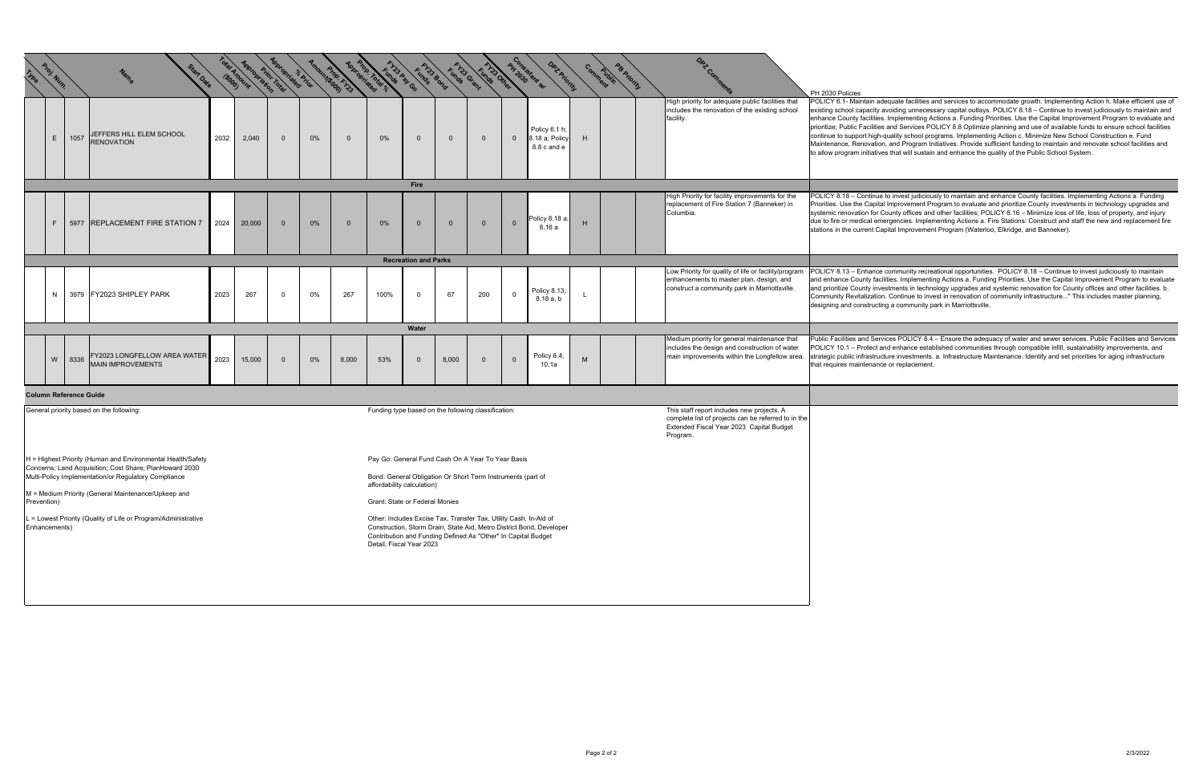| Type | Proj. Num. | Name | Start Date | Total Amount Appropriation ($000) | Prior Total Appropriated | % Prior | Amount($000) Prop. FY23 Appropriated | Prop. Total % | FY23 Pay Go Funds | FY23 Bond Funds | FY23 Grant Funds | FY23 Other Funds | PH 2030 Consistent w/ | DPZ Priority | Comment | Public | PB Priority | DPZ Comments | PH 2030 Policies |
|---|---|---|---|---|---|---|---|---|---|---|---|---|---|---|---|---|---|---|---|
| E | 1057 | JEFFERS HILL ELEM SCHOOL RENOVATION | 2032 | 2,040 | 0 | 0% | 0 | 0% | 0 | 0 | 0 | 0 | Policy 6.1 h; 8.18 a; Policy 8.8 c and e | H | | | | High priority for adequate public facilities that includes the renovation of the existing school facility. | POLICY 6.1- Maintain adequate facilities and services to accommodate growth. Implementing Action h. Make efficient use of existing school capacity avoiding unnecessary capital outlays. POLICY 8.18 – Continue to invest judiciously to maintain and enhance County facilities. Implementing Actions a. Funding Priorities. Use the Capital Improvement Program to evaluate and prioritize; Public Facilities and Services POLICY 8.8 Optimize planning and use of available funds to ensure school facilities continue to support high-quality school programs. Implementing Action c. Minimize New School Construction e. Fund Maintenance, Renovation, and Program Initiatives. Provide sufficient funding to maintain and renovate school facilities and to allow program initiatives that will sustain and enhance the quality of the Public School System. |
| **Fire** | | | | | | | | | | | | | | | | | | | |
| F | 5977 | REPLACEMENT FIRE STATION 7 | 2024 | 20,000 | 0 | 0% | 0 | 0% | 0 | 0 | 0 | 0 | Policy 8.18 a; 8.16 a | H | | | | High Priority for facility improvements for the replacement of Fire Station 7 (Banneker) in Columbia. | POLICY 8.18 – Continue to invest judiciously to maintain and enhance County facilities. Implementing Actions a. Funding Priorities. Use the Capital Improvement Program to evaluate and prioritize County investments in technology upgrades and systemic renovation for County offices and other facilities; POLICY 8.16 – Minimize loss of life, loss of property, and injury due to fire or medical emergencies. Implementing Actions a. Fire Stations: Construct and staff the new and replacement fire stations in the current Capital Improvement Program (Waterloo, Elkridge, and Banneker). |
| **Recreation and Parks** | | | | | | | | | | | | | | | | | | | |
| N | 3979 | FY2023 SHIPLEY PARK | 2023 | 267 | 0 | 0% | 267 | 100% | 0 | 67 | 200 | 0 | Policy 8.13; 8.18 a, b | L | | | | Low Priority for quality of life or facility/program enhancements to master plan, design, and construct a community park in Marriottsville. | POLICY 8.13 – Enhance community recreational opportunities. POLICY 8.18 – Continue to invest judiciously to maintain and enhance County facilities. Implementing Actions a. Funding Priorities. Use the Capital Improvement Program to evaluate and prioritize County investments in technology upgrades and systemic renovation for County offices and other facilities. b. Community Revitalization. Continue to invest in renovation of community infrastructure..." This includes master planning, designing and constructing a community park in Marriottsville. |
| **Water** | | | | | | | | | | | | | | | | | | | |
| W | 8336 | FY2023 LONGFELLOW AREA WATER MAIN IMPROVEMENTS | 2023 | 15,000 | 0 | 0% | 8,000 | 53% | 0 | 8,000 | 0 | 0 | Policy 8.4, 10.1a | M | | | | Medium priority for general maintenance that includes the design and construction of water main improvements within the Longfellow area. | Public Facilities and Services POLICY 8.4 – Ensure the adequacy of water and sewer services. Public Facilities and Services POLICY 10.1 – Protect and enhance established communities through compatible infill, sustainability improvements, and strategic public infrastructure investments. a. Infrastructure Maintenance. Identify and set priorities for aging infrastructure that requires maintenance or replacement. |

**Column Reference Guide**

General priority based on the following:

H = Highest Priority (Human and Environmental Health/Safety Concerns; Land Acquisition; Cost Share; PlanHoward 2030 Multi-Policy Implementation/or Regulatory Compliance

M = Medium Priority (General Maintenance/Upkeep and Prevention)

L = Lowest Priority (Quality of Life or Program/Administrative Enhancements)

Funding type based on the following classification:

Pay Go: General Fund Cash On A Year To Year Basis

Bond: General Obligation Or Short Term Instruments (part of affordability calculation)

Grant: State or Federal Monies

Other: Includes Excise Tax, Transfer Tax, Utility Cash, In-Aid of Construction, Storm Drain, State Aid, Metro District Bond, Developer Contribution and Funding Defined As "Other" In Capital Budget Detail, Fiscal Year 2023

This staff report includes new projects. A complete list of projects can be referred to in the Extended Fiscal Year 2023 Capital Budget Program.